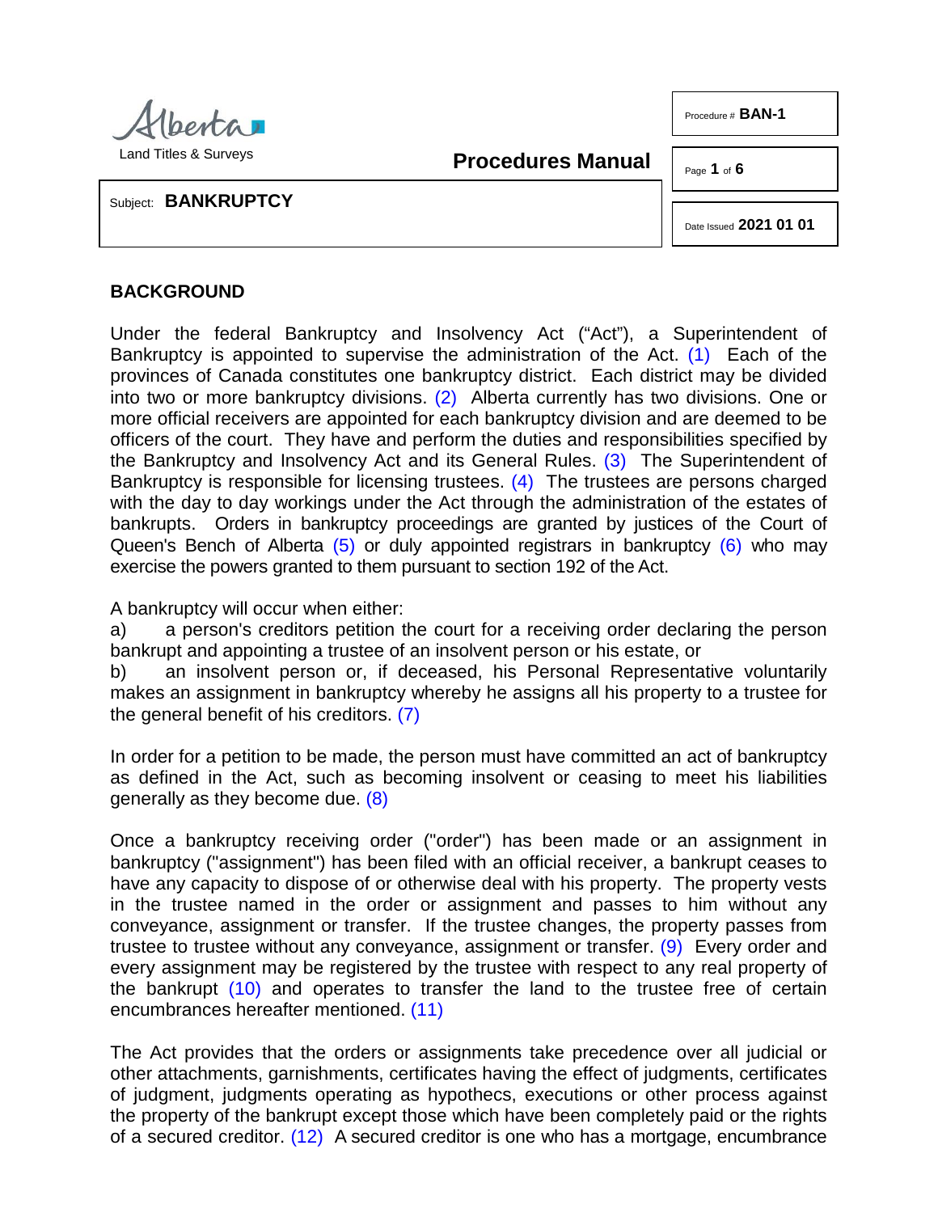Alberta Land Titles & Surveys

**Procedures Manual**

Procedure # **BAN-1**

Date Issued **2021 01 01**

Subject: **BANKRUPTCY**

## BACKGROUND

Under the federal Bankruptcy and Insolvency Act ("Act"), a Superintendent of Bankruptcy is appointed to supervise the administration of the Act. (1) Each of the provinces of Canada constitutes one bankruptcy district. Each district may be divided into two or more bankruptcy divisions. (2) Alberta currently has two divisions. One or more official receivers are appointed for each bankruptcy division and are deemed to be officers of the court. They have and perform the duties and responsibilities specified by the Bankruptcy and Insolvency Act and its General Rules. (3) The Superintendent of Bankruptcy is responsible for licensing trustees. (4) The trustees are persons charged with the day to day workings under the Act through the administration of the estates of bankrupts. Orders in bankruptcy proceedings are granted by justices of the Court of Queen's Bench of Alberta (5) or duly appointed registrars in bankruptcy (6) who may exercise the powers granted to them pursuant to section 192 of the Act.

A bankruptcy will occur when either:

a) a person's creditors petition the court for a receiving order declaring the person bankrupt and appointing a trustee of an insolvent person or his estate, or

b) an insolvent person or, if deceased, his Personal Representative voluntarily makes an assignment in bankruptcy whereby he assigns all his property to a trustee for the general benefit of his creditors. (7)

In order for a petition to be made, the person must have committed an act of bankruptcy as defined in the Act, such as becoming insolvent or ceasing to meet his liabilities generally as they become due. (8)

Once a bankruptcy receiving order ("order") has been made or an assignment in bankruptcy ("assignment") has been filed with an official receiver, a bankrupt ceases to have any capacity to dispose of or otherwise deal with his property. The property vests in the trustee named in the order or assignment and passes to him without any conveyance, assignment or transfer. If the trustee changes, the property passes from trustee to trustee without any conveyance, assignment or transfer. (9) Every order and every assignment may be registered by the trustee with respect to any real property of the bankrupt (10) and operates to transfer the land to the trustee free of certain encumbrances hereafter mentioned. (11)

The Act provides that the orders or assignments take precedence over all judicial or other attachments, garnishments, certificates having the effect of judgments, certificates of judgment, judgments operating as hypothecs, executions or other process against the property of the bankrupt except those which have been completely paid or the rights of a secured creditor. (12) A secured creditor is one who has a mortgage, encumbrance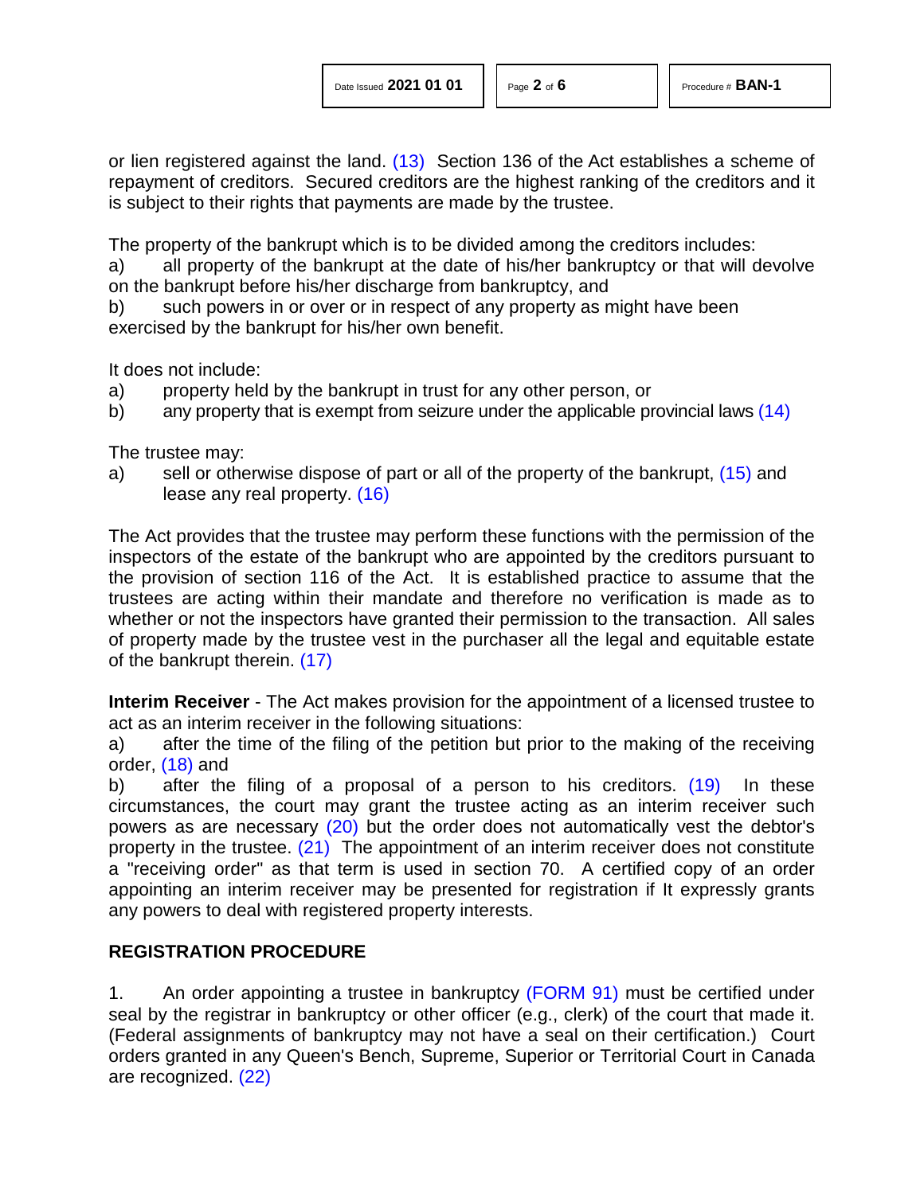or lien registered against the land. (13) Section 136 of the Act establishes a scheme of repayment of creditors. Secured creditors are the highest ranking of the creditors and it is subject to their rights that payments are made by the trustee.

The property of the bankrupt which is to be divided among the creditors includes:

a) all property of the bankrupt at the date of his/her bankruptcy or that will devolve on the bankrupt before his/her discharge from bankruptcy, and

b) such powers in or over or in respect of any property as might have been exercised by the bankrupt for his/her own benefit.

It does not include:

a) property held by the bankrupt in trust for any other person, or

b) any property that is exempt from seizure under the applicable provincial laws (14)

The trustee may:

a) sell or otherwise dispose of part or all of the property of the bankrupt, (15) and lease any real property. (16)

The Act provides that the trustee may perform these functions with the permission of the inspectors of the estate of the bankrupt who are appointed by the creditors pursuant to the provision of section 116 of the Act. It is established practice to assume that the trustees are acting within their mandate and therefore no verification is made as to whether or not the inspectors have granted their permission to the transaction. All sales of property made by the trustee vest in the purchaser all the legal and equitable estate of the bankrupt therein. (17)

**Interim Receiver** - The Act makes provision for the appointment of a licensed trustee to act as an interim receiver in the following situations:

a) after the time of the filing of the petition but prior to the making of the receiving order, (18) and

b) after the filing of a proposal of a person to his creditors. (19) In these circumstances, the court may grant the trustee acting as an interim receiver such powers as are necessary (20) but the order does not automatically vest the debtor's property in the trustee. (21) The appointment of an interim receiver does not constitute a "receiving order" as that term is used in section 70. A certified copy of an order appointing an interim receiver may be presented for registration if It expressly grants any powers to deal with registered property interests.

## REGISTRATION PROCEDURE

1. An order appointing a trustee in bankruptcy (FORM 91) must be certified under seal by the registrar in bankruptcy or other officer (e.g., clerk) of the court that made it. (Federal assignments of bankruptcy may not have a seal on their certification.) Court orders granted in any Queen's Bench, Supreme, Superior or Territorial Court in Canada are recognized. (22)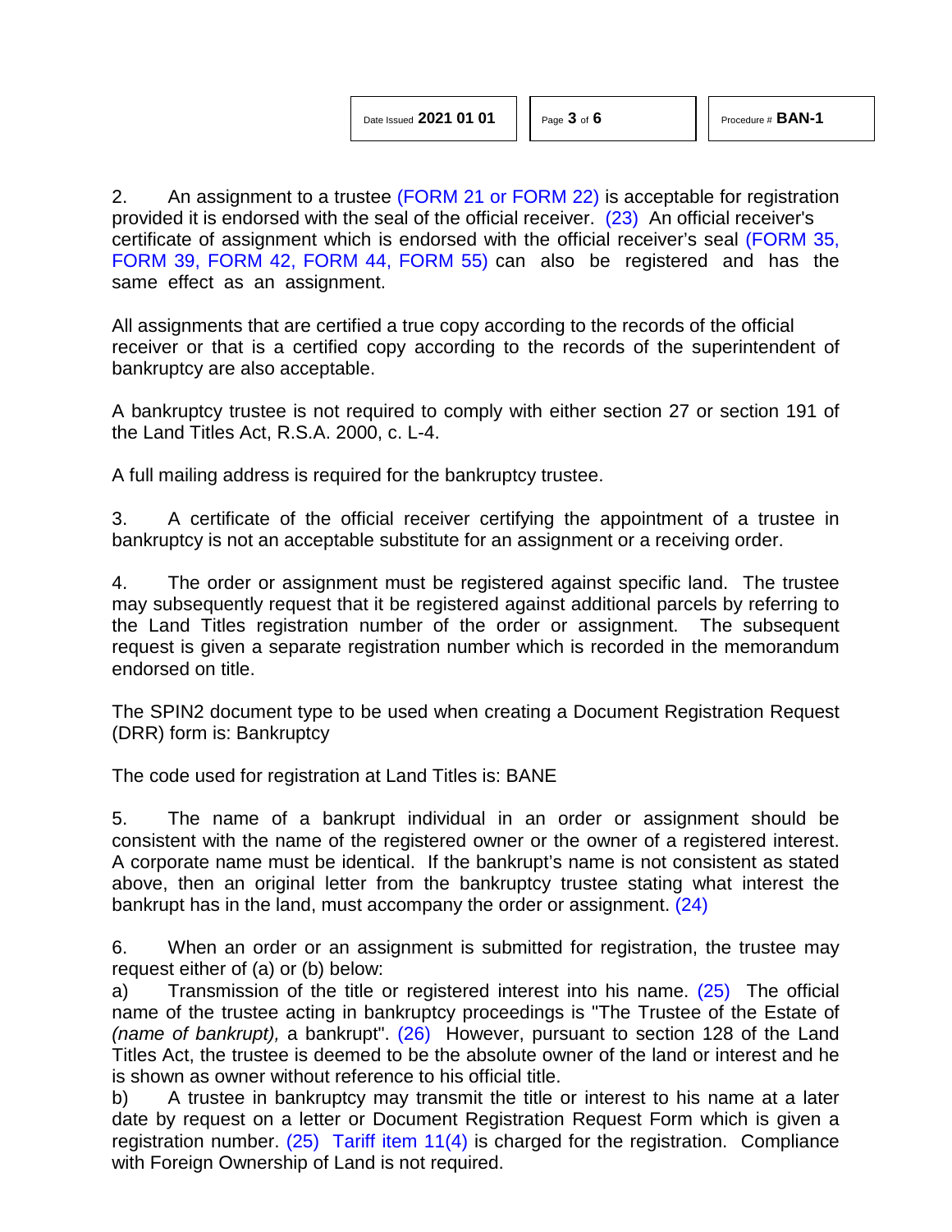2. An assignment to a trustee (FORM 21 or FORM 22) is acceptable for registration provided it is endorsed with the seal of the official receiver. (23) An official receiver's certificate of assignment which is endorsed with the official receiver's seal (FORM 35, FORM 39, FORM 42, FORM 44, FORM 55) can also be registered and has the same effect as an assignment.

All assignments that are certified a true copy according to the records of the official receiver or that is a certified copy according to the records of the superintendent of bankruptcy are also acceptable.

A bankruptcy trustee is not required to comply with either section 27 or section 191 of the Land Titles Act, R.S.A. 2000, c. L-4.

A full mailing address is required for the bankruptcy trustee.

3. A certificate of the official receiver certifying the appointment of a trustee in bankruptcy is not an acceptable substitute for an assignment or a receiving order.

4. The order or assignment must be registered against specific land. The trustee may subsequently request that it be registered against additional parcels by referring to the Land Titles registration number of the order or assignment. The subsequent request is given a separate registration number which is recorded in the memorandum endorsed on title.

The SPIN2 document type to be used when creating a Document Registration Request (DRR) form is: Bankruptcy

The code used for registration at Land Titles is: BANE

5. The name of a bankrupt individual in an order or assignment should be consistent with the name of the registered owner or the owner of a registered interest. A corporate name must be identical. If the bankrupt's name is not consistent as stated above, then an original letter from the bankruptcy trustee stating what interest the bankrupt has in the land, must accompany the order or assignment. (24)

6. When an order or an assignment is submitted for registration, the trustee may request either of (a) or (b) below:

a) Transmission of the title or registered interest into his name. (25) The official name of the trustee acting in bankruptcy proceedings is "The Trustee of the Estate of *(name of bankrupt),* a bankrupt". (26) However, pursuant to section 128 of the Land Titles Act, the trustee is deemed to be the absolute owner of the land or interest and he is shown as owner without reference to his official title.

b) A trustee in bankruptcy may transmit the title or interest to his name at a later date by request on a letter or Document Registration Request Form which is given a registration number. (25) Tariff item 11(4) is charged for the registration. Compliance with Foreign Ownership of Land is not required.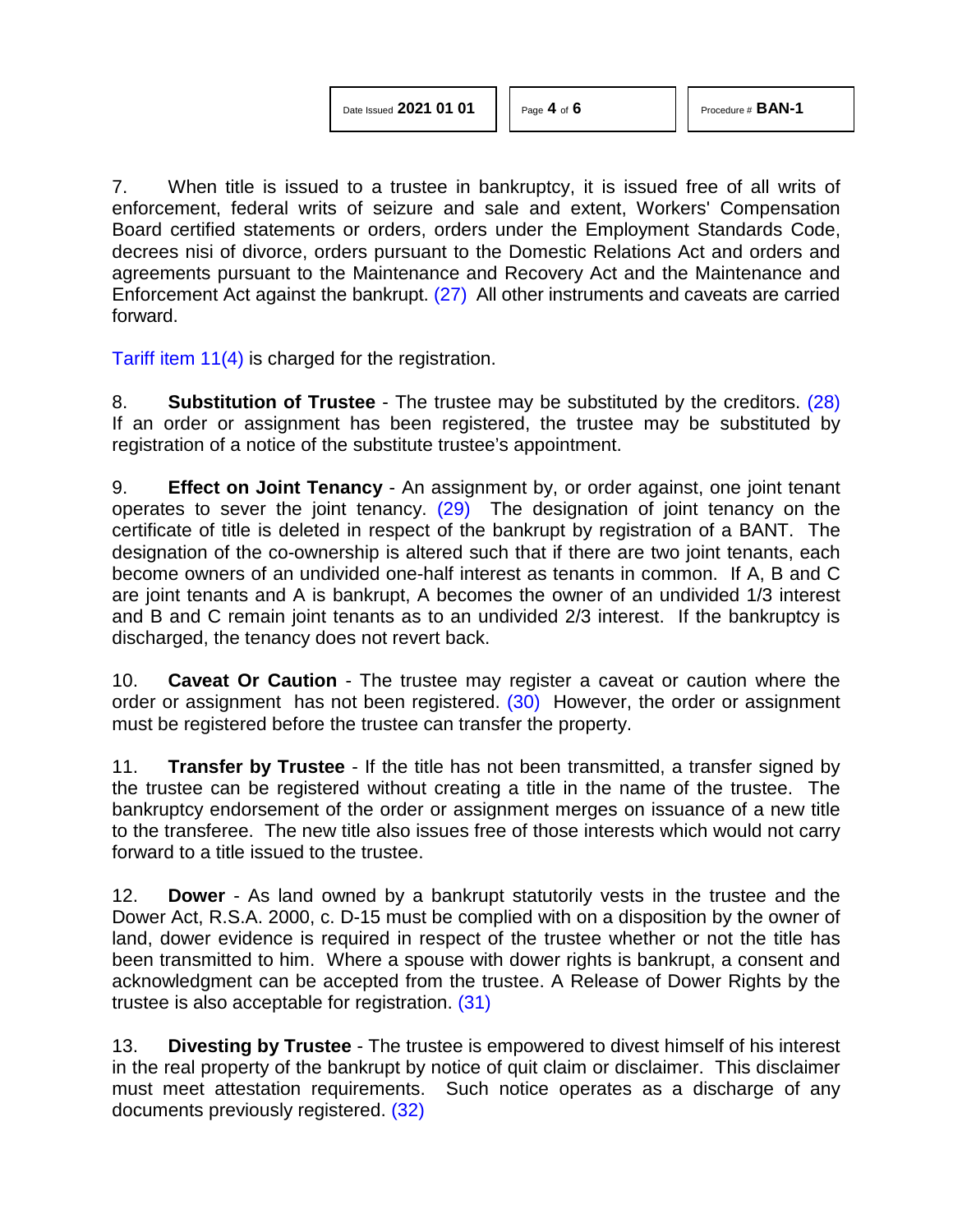7. When title is issued to a trustee in bankruptcy, it is issued free of all writs of enforcement, federal writs of seizure and sale and extent, Workers' Compensation Board certified statements or orders, orders under the Employment Standards Code, decrees nisi of divorce, orders pursuant to the Domestic Relations Act and orders and agreements pursuant to the Maintenance and Recovery Act and the Maintenance and Enforcement Act against the bankrupt. (27) All other instruments and caveats are carried forward.

Tariff item 11(4) is charged for the registration.

8. **Substitution of Trustee** - The trustee may be substituted by the creditors. (28) If an order or assignment has been registered, the trustee may be substituted by registration of a notice of the substitute trustee's appointment.

9. **Effect on Joint Tenancy** - An assignment by, or order against, one joint tenant operates to sever the joint tenancy. (29) The designation of joint tenancy on the certificate of title is deleted in respect of the bankrupt by registration of a BANT. The designation of the co-ownership is altered such that if there are two joint tenants, each become owners of an undivided one-half interest as tenants in common. If A, B and C are joint tenants and A is bankrupt, A becomes the owner of an undivided 1/3 interest and B and C remain joint tenants as to an undivided 2/3 interest. If the bankruptcy is discharged, the tenancy does not revert back.

10. **Caveat Or Caution** - The trustee may register a caveat or caution where the order or assignment has not been registered. (30) However, the order or assignment must be registered before the trustee can transfer the property.

11. **Transfer by Trustee** - If the title has not been transmitted, a transfer signed by the trustee can be registered without creating a title in the name of the trustee. The bankruptcy endorsement of the order or assignment merges on issuance of a new title to the transferee. The new title also issues free of those interests which would not carry forward to a title issued to the trustee.

12. **Dower** - As land owned by a bankrupt statutorily vests in the trustee and the Dower Act, R.S.A. 2000, c. D-15 must be complied with on a disposition by the owner of land, dower evidence is required in respect of the trustee whether or not the title has been transmitted to him. Where a spouse with dower rights is bankrupt, a consent and acknowledgment can be accepted from the trustee. A Release of Dower Rights by the trustee is also acceptable for registration. (31)

13. **Divesting by Trustee** - The trustee is empowered to divest himself of his interest in the real property of the bankrupt by notice of quit claim or disclaimer. This disclaimer must meet attestation requirements. Such notice operates as a discharge of any documents previously registered. (32)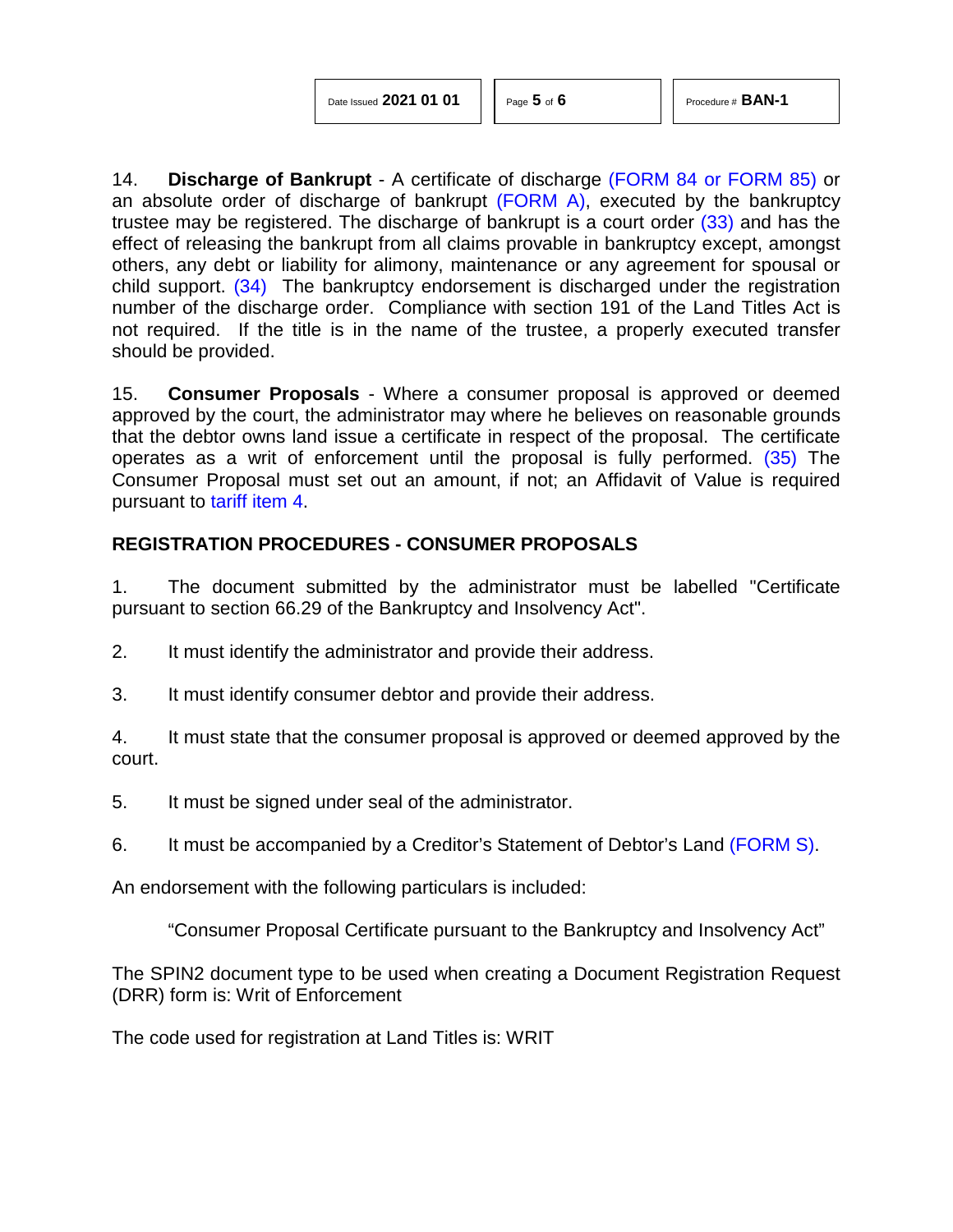14. **Discharge of Bankrupt** - A certificate of discharge (FORM 84 or FORM 85) or an absolute order of discharge of bankrupt (FORM A), executed by the bankruptcy trustee may be registered. The discharge of bankrupt is a court order (33) and has the effect of releasing the bankrupt from all claims provable in bankruptcy except, amongst others, any debt or liability for alimony, maintenance or any agreement for spousal or child support. (34) The bankruptcy endorsement is discharged under the registration number of the discharge order. Compliance with section 191 of the Land Titles Act is not required. If the title is in the name of the trustee, a properly executed transfer should be provided.

15. **Consumer Proposals** - Where a consumer proposal is approved or deemed approved by the court, the administrator may where he believes on reasonable grounds that the debtor owns land issue a certificate in respect of the proposal. The certificate operates as a writ of enforcement until the proposal is fully performed. (35) The Consumer Proposal must set out an amount, if not; an Affidavit of Value is required pursuant to tariff item 4.

## REGISTRATION PROCEDURES - CONSUMER PROPOSALS

1. The document submitted by the administrator must be labelled "Certificate pursuant to section 66.29 of the Bankruptcy and Insolvency Act".

2. It must identify the administrator and provide their address.

3. It must identify consumer debtor and provide their address.

4. It must state that the consumer proposal is approved or deemed approved by the court.

5. It must be signed under seal of the administrator.

6. It must be accompanied by a Creditor's Statement of Debtor's Land (FORM S).

An endorsement with the following particulars is included:

> "Consumer Proposal Certificate pursuant to the Bankruptcy and Insolvency Act"

The SPIN2 document type to be used when creating a Document Registration Request (DRR) form is: Writ of Enforcement

The code used for registration at Land Titles is: WRIT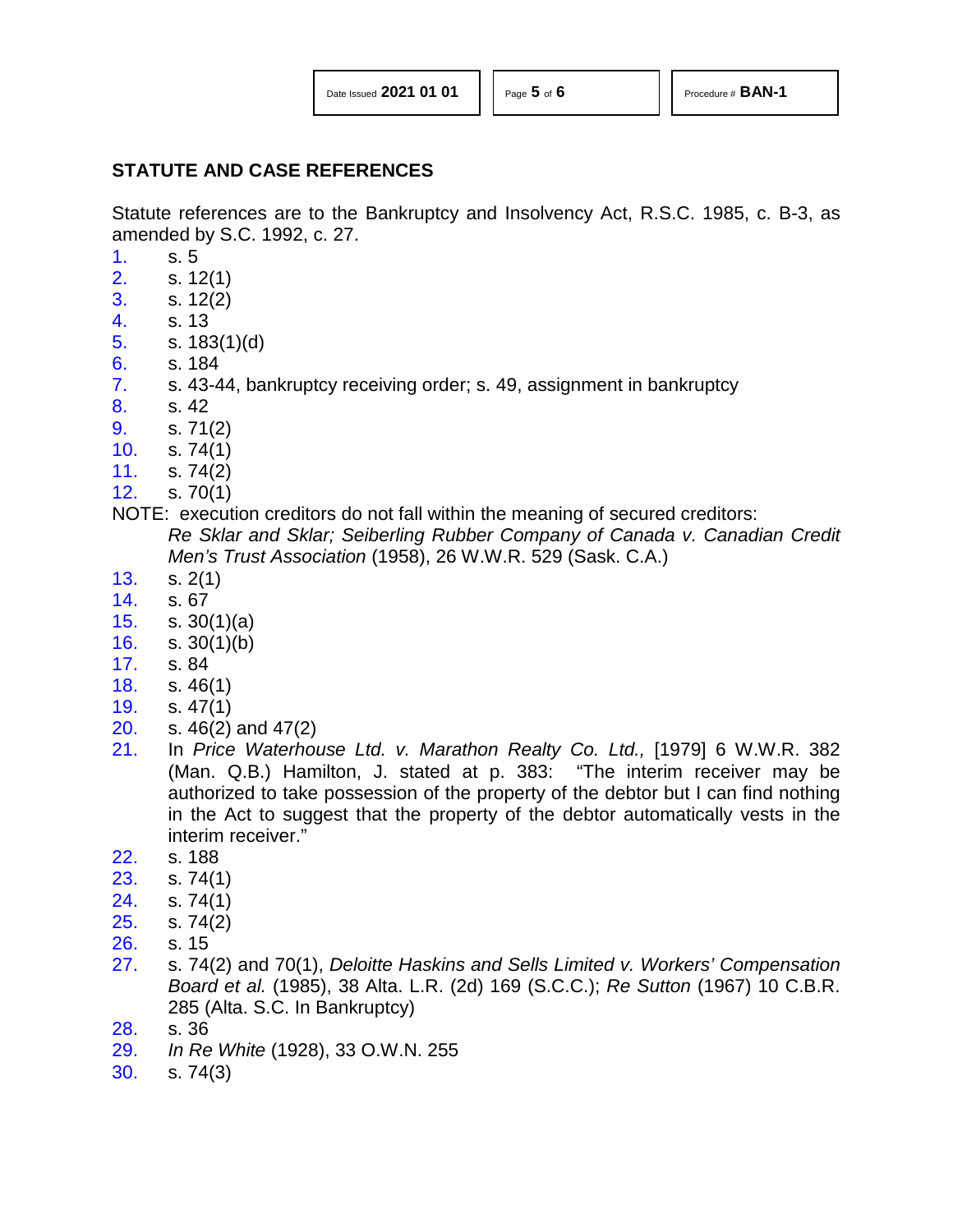## STATUTE AND CASE REFERENCES

Statute references are to the Bankruptcy and Insolvency Act, R.S.C. 1985, c. B-3, as amended by S.C. 1992, c. 27.

1. s. 5
2. s. 12(1)
3. s. 12(2)
4. s. 13
5. s. 183(1)(d)
6. s. 184
7. s. 43-44, bankruptcy receiving order; s. 49, assignment in bankruptcy
8. s. 42
9. s. 71(2)
10. s. 74(1)
11. s. 74(2)
12. s. 70(1)

NOTE: execution creditors do not fall within the meaning of secured creditors: *Re Sklar and Sklar; Seiberling Rubber Company of Canada v. Canadian Credit Men's Trust Association* (1958), 26 W.W.R. 529 (Sask. C.A.)

13. s. 2(1)
14. s. 67
15. s. 30(1)(a)
16. s. 30(1)(b)
17. s. 84
18. s. 46(1)
19. s. 47(1)
20. s. 46(2) and 47(2)
21. In *Price Waterhouse Ltd. v. Marathon Realty Co. Ltd.,* [1979] 6 W.W.R. 382 (Man. Q.B.) Hamilton, J. stated at p. 383: "The interim receiver may be authorized to take possession of the property of the debtor but I can find nothing in the Act to suggest that the property of the debtor automatically vests in the interim receiver."
22. s. 188
23. s. 74(1)
24. s. 74(1)
25. s. 74(2)
26. s. 15
27. s. 74(2) and 70(1), *Deloitte Haskins and Sells Limited v. Workers' Compensation Board et al.* (1985), 38 Alta. L.R. (2d) 169 (S.C.C.); *Re Sutton* (1967) 10 C.B.R. 285 (Alta. S.C. In Bankruptcy)
28. s. 36
29. *In Re White* (1928), 33 O.W.N. 255
30. s. 74(3)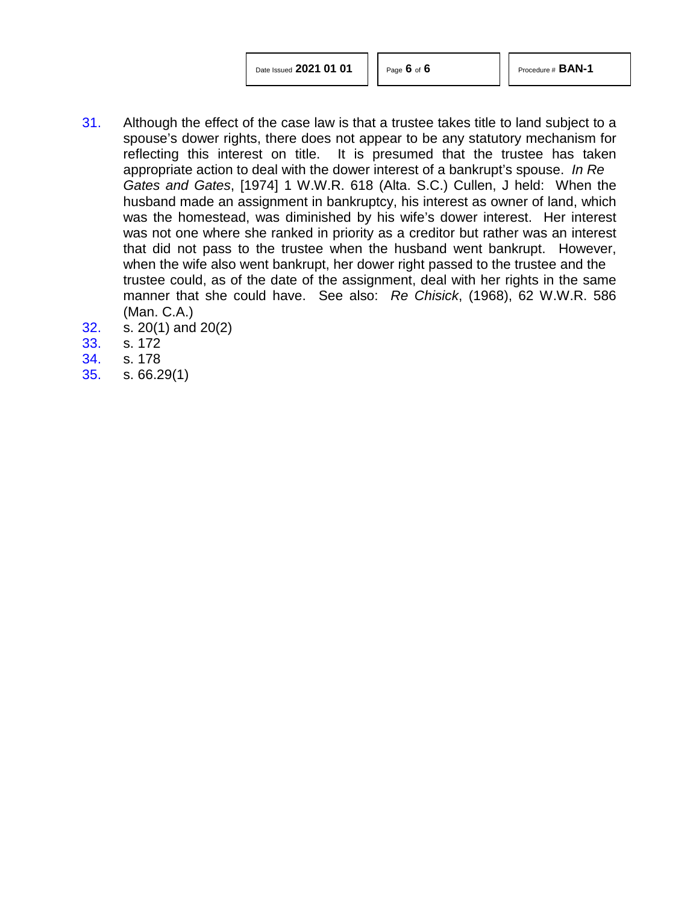31. Although the effect of the case law is that a trustee takes title to land subject to a spouse's dower rights, there does not appear to be any statutory mechanism for reflecting this interest on title. It is presumed that the trustee has taken appropriate action to deal with the dower interest of a bankrupt's spouse. *In Re Gates and Gates*, [1974] 1 W.W.R. 618 (Alta. S.C.) Cullen, J held: When the husband made an assignment in bankruptcy, his interest as owner of land, which was the homestead, was diminished by his wife's dower interest. Her interest was not one where she ranked in priority as a creditor but rather was an interest that did not pass to the trustee when the husband went bankrupt. However, when the wife also went bankrupt, her dower right passed to the trustee and the trustee could, as of the date of the assignment, deal with her rights in the same manner that she could have. See also: *Re Chisick*, (1968), 62 W.W.R. 586 (Man. C.A.)
32. s. 20(1) and 20(2)
33. s. 172
34. s. 178
35. s. 66.29(1)